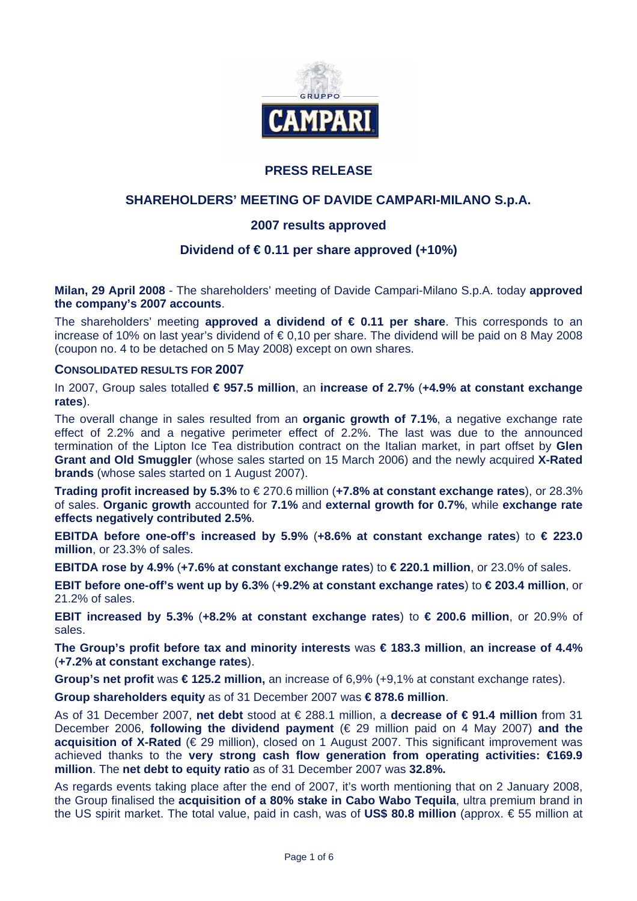# PRESS RELEASE

## SHAREHOLDERS' MEETING OF DAVIDE CAMPARI-MILANO S.p.A.

### 2007 results approved

### Dividend of € 0.11 per share approved (+10%)

**Milan, 29 April 2008** - The shareholders' meeting of Davide Campari-Milano S.p.A. today **approved the company's 2007 accounts**.

The shareholders' meeting **approved a dividend of € 0.11 per share**. This corresponds to an increase of 10% on last year's dividend of € 0,10 per share. The dividend will be paid on 8 May 2008 (coupon no. 4 to be detached on 5 May 2008) except on own shares.

**CONSOLIDATED RESULTS FOR 2007**

In 2007, Group sales totalled **€ 957.5 million**, an **increase of 2.7%** (**+4.9% at constant exchange rates**).

The overall change in sales resulted from an **organic growth of 7.1%**, a negative exchange rate effect of 2.2% and a negative perimeter effect of 2.2%. The last was due to the announced termination of the Lipton Ice Tea distribution contract on the Italian market, in part offset by **Glen Grant and Old Smuggler** (whose sales started on 15 March 2006) and the newly acquired **X-Rated brands** (whose sales started on 1 August 2007).

**Trading profit increased by 5.3%** to € 270.6 million (**+7.8% at constant exchange rates**), or 28.3% of sales. **Organic growth** accounted for **7.1%** and **external growth for 0.7%**, while **exchange rate effects negatively contributed 2.5%**.

**EBITDA before one-off's increased by 5.9%** (**+8.6% at constant exchange rates**) to **€ 223.0 million**, or 23.3% of sales.

**EBITDA rose by 4.9%** (**+7.6% at constant exchange rates**) to **€ 220.1 million**, or 23.0% of sales.

**EBIT before one-off's went up by 6.3%** (**+9.2% at constant exchange rates**) to **€ 203.4 million**, or 21.2% of sales.

**EBIT increased by 5.3%** (**+8.2% at constant exchange rates**) to **€ 200.6 million**, or 20.9% of sales.

**The Group's profit before tax and minority interests** was **€ 183.3 million**, **an increase of 4.4%** (**+7.2% at constant exchange rates**).

**Group's net profit** was **€ 125.2 million,** an increase of 6,9% (+9,1% at constant exchange rates).

**Group shareholders equity** as of 31 December 2007 was **€ 878.6 million**.

As of 31 December 2007, **net debt** stood at € 288.1 million, a **decrease of € 91.4 million** from 31 December 2006, **following the dividend payment** (€ 29 million paid on 4 May 2007) **and the acquisition of X-Rated** (€ 29 million), closed on 1 August 2007. This significant improvement was achieved thanks to the **very strong cash flow generation from operating activities: €169.9 million**. The **net debt to equity ratio** as of 31 December 2007 was **32.8%.**

As regards events taking place after the end of 2007, it's worth mentioning that on 2 January 2008, the Group finalised the **acquisition of a 80% stake in Cabo Wabo Tequila**, ultra premium brand in the US spirit market. The total value, paid in cash, was of **US$ 80.8 million** (approx. € 55 million at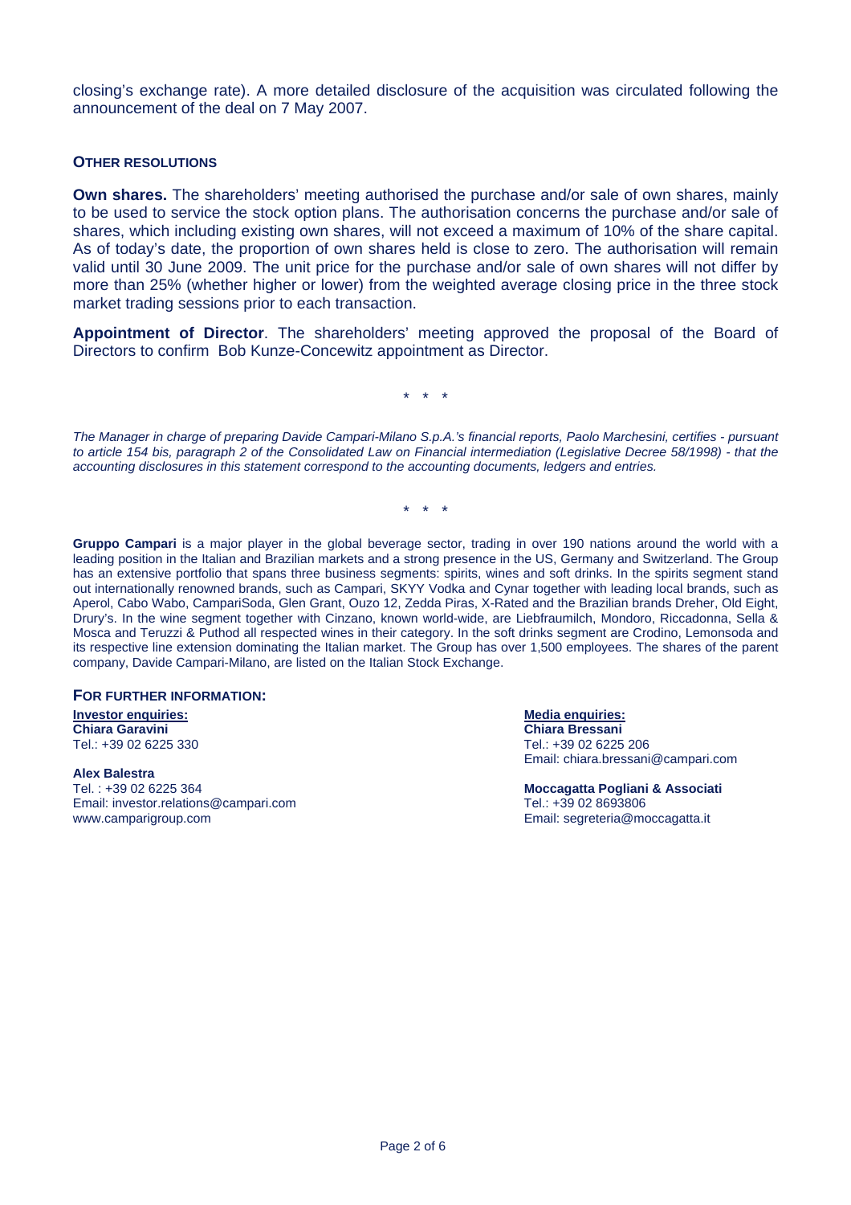closing's exchange rate). A more detailed disclosure of the acquisition was circulated following the announcement of the deal on 7 May 2007.

### OTHER RESOLUTIONS

**Own shares.** The shareholders' meeting authorised the purchase and/or sale of own shares, mainly to be used to service the stock option plans. The authorisation concerns the purchase and/or sale of shares, which including existing own shares, will not exceed a maximum of 10% of the share capital. As of today's date, the proportion of own shares held is close to zero. The authorisation will remain valid until 30 June 2009. The unit price for the purchase and/or sale of own shares will not differ by more than 25% (whether higher or lower) from the weighted average closing price in the three stock market trading sessions prior to each transaction.

**Appointment of Director**. The shareholders' meeting approved the proposal of the Board of Directors to confirm Bob Kunze-Concewitz appointment as Director.

\* \* \*

*The Manager in charge of preparing Davide Campari-Milano S.p.A.'s financial reports, Paolo Marchesini, certifies - pursuant to article 154 bis, paragraph 2 of the Consolidated Law on Financial intermediation (Legislative Decree 58/1998) - that the accounting disclosures in this statement correspond to the accounting documents, ledgers and entries.*

\* \* \*

**Gruppo Campari** is a major player in the global beverage sector, trading in over 190 nations around the world with a leading position in the Italian and Brazilian markets and a strong presence in the US, Germany and Switzerland. The Group has an extensive portfolio that spans three business segments: spirits, wines and soft drinks. In the spirits segment stand out internationally renowned brands, such as Campari, SKYY Vodka and Cynar together with leading local brands, such as Aperol, Cabo Wabo, CampariSoda, Glen Grant, Ouzo 12, Zedda Piras, X-Rated and the Brazilian brands Dreher, Old Eight, Drury's. In the wine segment together with Cinzano, known world-wide, are Liebfraumilch, Mondoro, Riccadonna, Sella & Mosca and Teruzzi & Puthod all respected wines in their category. In the soft drinks segment are Crodino, Lemonsoda and its respective line extension dominating the Italian market. The Group has over 1,500 employees. The shares of the parent company, Davide Campari-Milano, are listed on the Italian Stock Exchange.

### FOR FURTHER INFORMATION:

**Investor enquiries:**
**Chiara Garavini**
Tel.: +39 02 6225 330

**Alex Balestra**
Tel. : +39 02 6225 364
Email: investor.relations@campari.com
www.camparigroup.com

**Media enquiries:**
**Chiara Bressani**
Tel.: +39 02 6225 206
Email: chiara.bressani@campari.com

**Moccagatta Pogliani & Associati**
Tel.: +39 02 8693806
Email: segreteria@moccagatta.it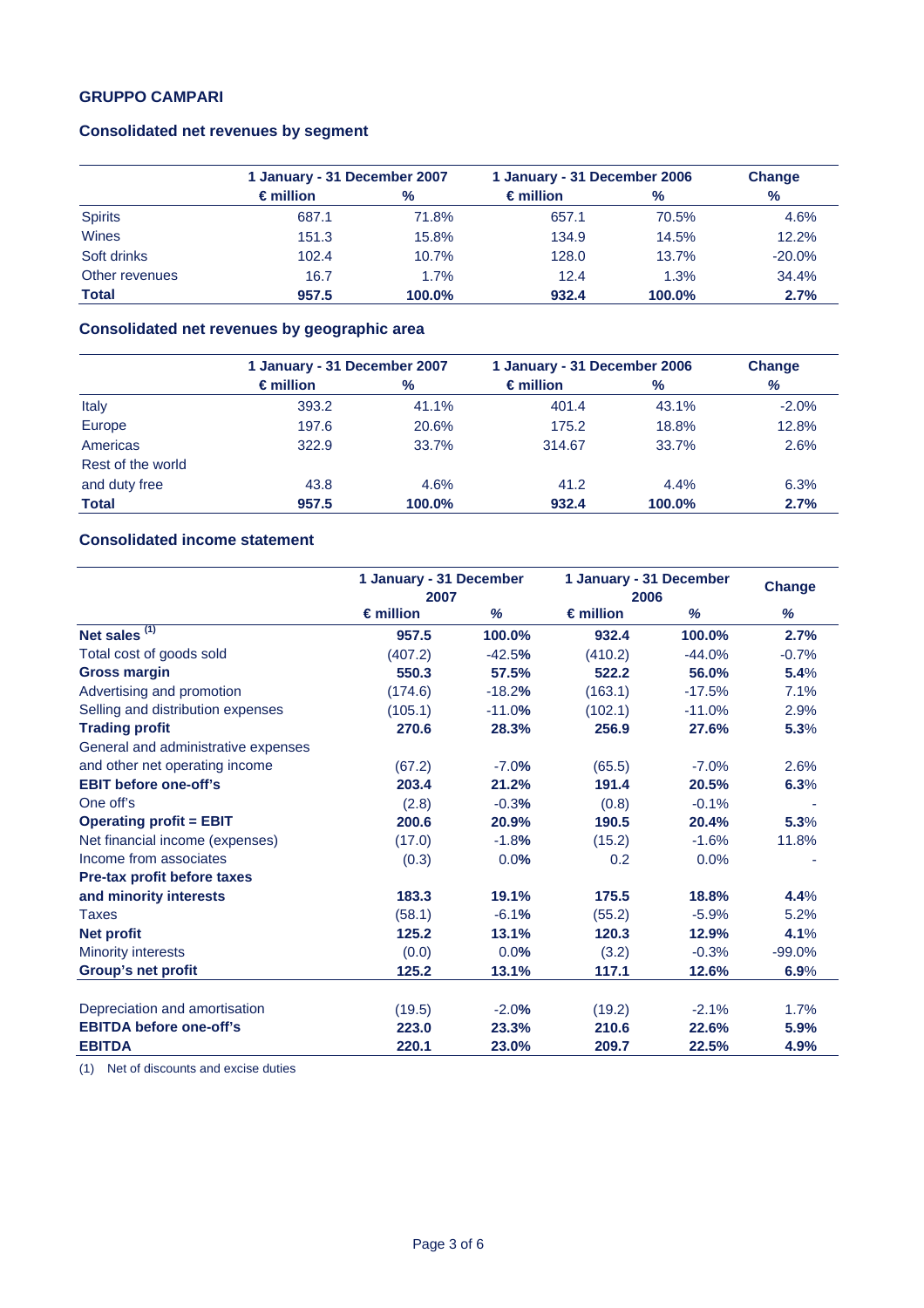### GRUPPO CAMPARI

#### Consolidated net revenues by segment

| | 1 January - 31 December 2007 | | 1 January - 31 December 2006 | | Change |
|---|---|---|---|---|---|
| | € million | % | € million | % | % |
| Spirits | 687.1 | 71.8% | 657.1 | 70.5% | 4.6% |
| Wines | 151.3 | 15.8% | 134.9 | 14.5% | 12.2% |
| Soft drinks | 102.4 | 10.7% | 128.0 | 13.7% | -20.0% |
| Other revenues | 16.7 | 1.7% | 12.4 | 1.3% | 34.4% |
| **Total** | **957.5** | **100.0%** | **932.4** | **100.0%** | **2.7%** |

#### Consolidated net revenues by geographic area

| | 1 January - 31 December 2007 | | 1 January - 31 December 2006 | | Change |
|---|---|---|---|---|---|
| | € million | % | € million | % | % |
| Italy | 393.2 | 41.1% | 401.4 | 43.1% | -2.0% |
| Europe | 197.6 | 20.6% | 175.2 | 18.8% | 12.8% |
| Americas | 322.9 | 33.7% | 314.67 | 33.7% | 2.6% |
| Rest of the world and duty free | 43.8 | 4.6% | 41.2 | 4.4% | 6.3% |
| **Total** | **957.5** | **100.0%** | **932.4** | **100.0%** | **2.7%** |

#### Consolidated income statement

| | 1 January - 31 December 2007 | | 1 January - 31 December 2006 | | Change |
|---|---|---|---|---|---|
| | € million | % | € million | % | % |
| **Net sales [1]** | **957.5** | **100.0%** | **932.4** | **100.0%** | **2.7%** |
| Total cost of goods sold | (407.2) | -42.5% | (410.2) | -44.0% | -0.7% |
| **Gross margin** | **550.3** | **57.5%** | **522.2** | **56.0%** | **5.4%** |
| Advertising and promotion | (174.6) | -18.2% | (163.1) | -17.5% | 7.1% |
| Selling and distribution expenses | (105.1) | -11.0% | (102.1) | -11.0% | 2.9% |
| **Trading profit** | **270.6** | **28.3%** | **256.9** | **27.6%** | **5.3%** |
| General and administrative expenses and other net operating income | (67.2) | -7.0% | (65.5) | -7.0% | 2.6% |
| **EBIT before one-off's** | **203.4** | **21.2%** | **191.4** | **20.5%** | **6.3%** |
| One off's | (2.8) | -0.3% | (0.8) | -0.1% | - |
| **Operating profit = EBIT** | **200.6** | **20.9%** | **190.5** | **20.4%** | **5.3%** |
| Net financial income (expenses) | (17.0) | -1.8% | (15.2) | -1.6% | 11.8% |
| Income from associates | (0.3) | 0.0% | 0.2 | 0.0% | - |
| **Pre-tax profit before taxes and minority interests** | **183.3** | **19.1%** | **175.5** | **18.8%** | **4.4%** |
| Taxes | (58.1) | -6.1% | (55.2) | -5.9% | 5.2% |
| **Net profit** | **125.2** | **13.1%** | **120.3** | **12.9%** | **4.1%** |
| Minority interests | (0.0) | 0.0% | (3.2) | -0.3% | -99.0% |
| **Group's net profit** | **125.2** | **13.1%** | **117.1** | **12.6%** | **6.9%** |
| | | | | | |
| Depreciation and amortisation | (19.5) | -2.0% | (19.2) | -2.1% | 1.7% |
| **EBITDA before one-off's** | **223.0** | **23.3%** | **210.6** | **22.6%** | **5.9%** |
| **EBITDA** | **220.1** | **23.0%** | **209.7** | **22.5%** | **4.9%** |

(1) Net of discounts and excise duties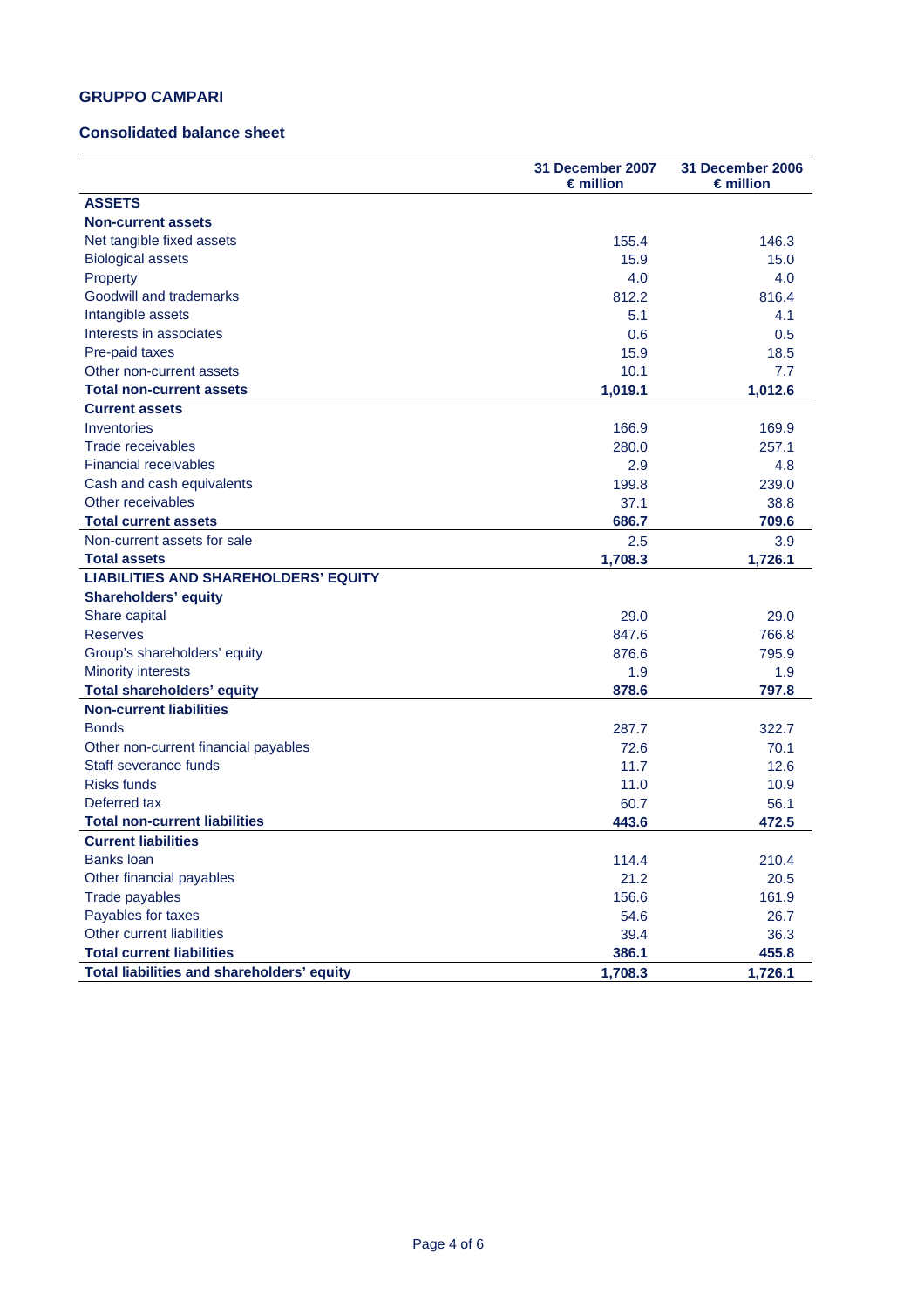## GRUPPO CAMPARI

### Consolidated balance sheet

| | 31 December 2007 € million | 31 December 2006 € million |
|---|---|---|
| **ASSETS** | | |
| **Non-current assets** | | |
| Net tangible fixed assets | 155.4 | 146.3 |
| Biological assets | 15.9 | 15.0 |
| Property | 4.0 | 4.0 |
| Goodwill and trademarks | 812.2 | 816.4 |
| Intangible assets | 5.1 | 4.1 |
| Interests in associates | 0.6 | 0.5 |
| Pre-paid taxes | 15.9 | 18.5 |
| Other non-current assets | 10.1 | 7.7 |
| **Total non-current assets** | **1,019.1** | **1,012.6** |
| **Current assets** | | |
| Inventories | 166.9 | 169.9 |
| Trade receivables | 280.0 | 257.1 |
| Financial receivables | 2.9 | 4.8 |
| Cash and cash equivalents | 199.8 | 239.0 |
| Other receivables | 37.1 | 38.8 |
| **Total current assets** | **686.7** | **709.6** |
| Non-current assets for sale | 2.5 | 3.9 |
| **Total assets** | **1,708.3** | **1,726.1** |
| **LIABILITIES AND SHAREHOLDERS' EQUITY** | | |
| **Shareholders' equity** | | |
| Share capital | 29.0 | 29.0 |
| Reserves | 847.6 | 766.8 |
| Group's shareholders' equity | 876.6 | 795.9 |
| Minority interests | 1.9 | 1.9 |
| **Total shareholders' equity** | **878.6** | **797.8** |
| **Non-current liabilities** | | |
| Bonds | 287.7 | 322.7 |
| Other non-current financial payables | 72.6 | 70.1 |
| Staff severance funds | 11.7 | 12.6 |
| Risks funds | 11.0 | 10.9 |
| Deferred tax | 60.7 | 56.1 |
| **Total non-current liabilities** | **443.6** | **472.5** |
| **Current liabilities** | | |
| Banks loan | 114.4 | 210.4 |
| Other financial payables | 21.2 | 20.5 |
| Trade payables | 156.6 | 161.9 |
| Payables for taxes | 54.6 | 26.7 |
| Other current liabilities | 39.4 | 36.3 |
| **Total current liabilities** | **386.1** | **455.8** |
| **Total liabilities and shareholders' equity** | **1,708.3** | **1,726.1** |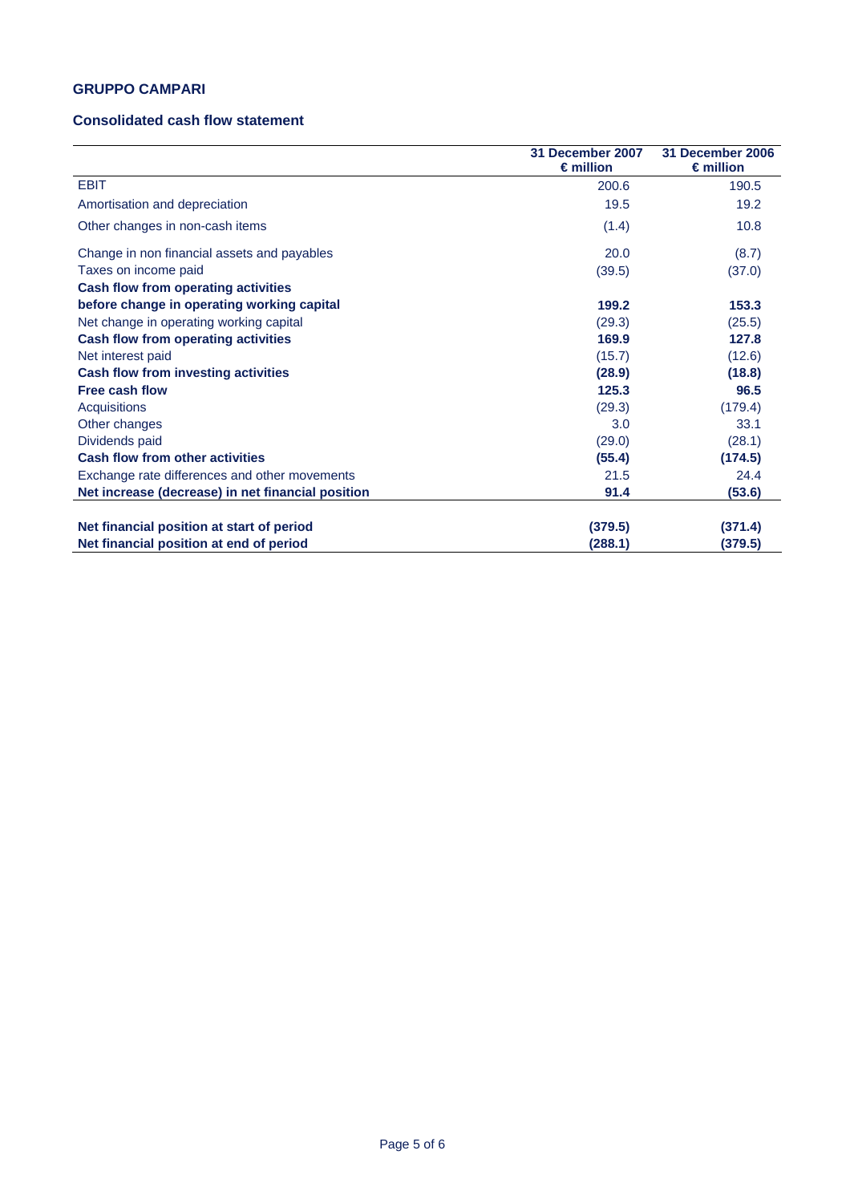**GRUPPO CAMPARI**

**Consolidated cash flow statement**

| | 31 December 2007<br>€ million | 31 December 2006<br>€ million |
|---|---|---|
| EBIT | 200.6 | 190.5 |
| Amortisation and depreciation | 19.5 | 19.2 |
| Other changes in non-cash items | (1.4) | 10.8 |
| Change in non financial assets and payables | 20.0 | (8.7) |
| Taxes on income paid | (39.5) | (37.0) |
| **Cash flow from operating activities before change in operating working capital** | **199.2** | **153.3** |
| Net change in operating working capital | (29.3) | (25.5) |
| **Cash flow from operating activities** | **169.9** | **127.8** |
| Net interest paid | (15.7) | (12.6) |
| **Cash flow from investing activities** | **(28.9)** | **(18.8)** |
| **Free cash flow** | **125.3** | **96.5** |
| Acquisitions | (29.3) | (179.4) |
| Other changes | 3.0 | 33.1 |
| Dividends paid | (29.0) | (28.1) |
| **Cash flow from other activities** | **(55.4)** | **(174.5)** |
| Exchange rate differences and other movements | 21.5 | 24.4 |
| **Net increase (decrease) in net financial position** | **91.4** | **(53.6)** |
| | | |
| **Net financial position at start of period** | **(379.5)** | **(371.4)** |
| **Net financial position at end of period** | **(288.1)** | **(379.5)** |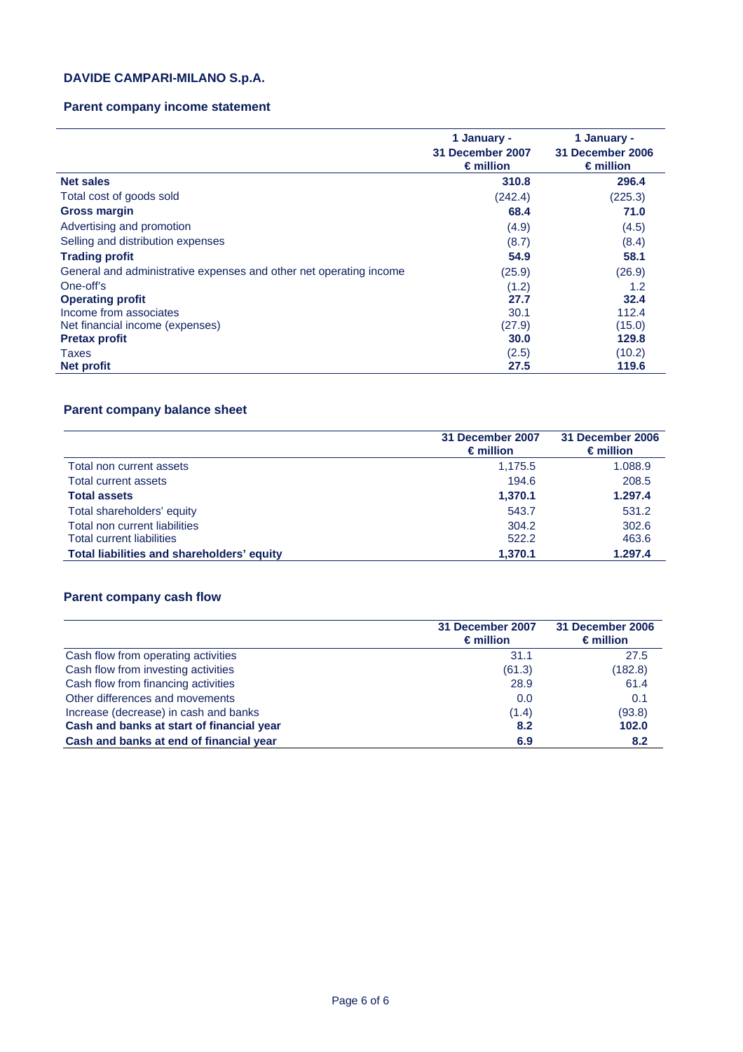**DAVIDE CAMPARI-MILANO S.p.A.**

**Parent company income statement**

| | 1 January - 31 December 2007 € million | 1 January - 31 December 2006 € million |
|---|---|---|
| **Net sales** | **310.8** | **296.4** |
| Total cost of goods sold | (242.4) | (225.3) |
| **Gross margin** | **68.4** | **71.0** |
| Advertising and promotion | (4.9) | (4.5) |
| Selling and distribution expenses | (8.7) | (8.4) |
| **Trading profit** | **54.9** | **58.1** |
| General and administrative expenses and other net operating income | (25.9) | (26.9) |
| One-off's | (1.2) | 1.2 |
| **Operating profit** | **27.7** | **32.4** |
| Income from associates | 30.1 | 112.4 |
| Net financial income (expenses) | (27.9) | (15.0) |
| **Pretax profit** | **30.0** | **129.8** |
| Taxes | (2.5) | (10.2) |
| **Net profit** | **27.5** | **119.6** |

**Parent company balance sheet**

| | 31 December 2007 € million | 31 December 2006 € million |
|---|---|---|
| Total non current assets | 1,175.5 | 1.088.9 |
| Total current assets | 194.6 | 208.5 |
| **Total assets** | **1,370.1** | **1.297.4** |
| Total shareholders' equity | 543.7 | 531.2 |
| Total non current liabilities | 304.2 | 302.6 |
| Total current liabilities | 522.2 | 463.6 |
| **Total liabilities and shareholders' equity** | **1,370.1** | **1.297.4** |

**Parent company cash flow**

| | 31 December 2007 € million | 31 December 2006 € million |
|---|---|---|
| Cash flow from operating activities | 31.1 | 27.5 |
| Cash flow from investing activities | (61.3) | (182.8) |
| Cash flow from financing activities | 28.9 | 61.4 |
| Other differences and movements | 0.0 | 0.1 |
| Increase (decrease) in cash and banks | (1.4) | (93.8) |
| **Cash and banks at start of financial year** | **8.2** | **102.0** |
| **Cash and banks at end of financial year** | **6.9** | **8.2** |